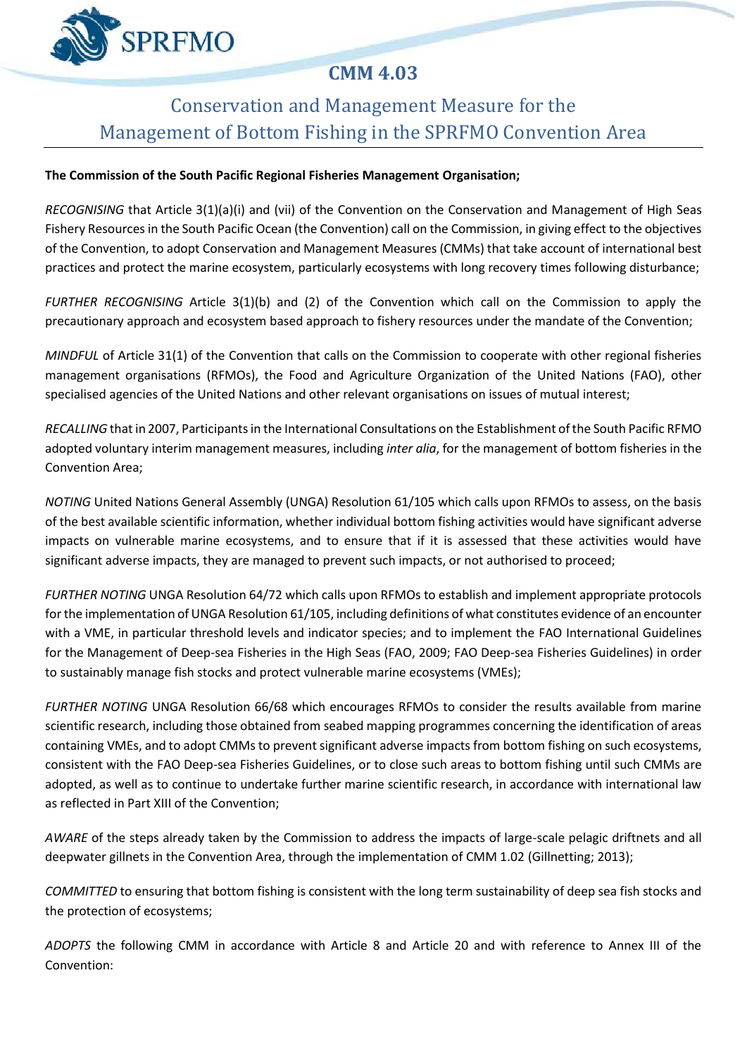# CMM 4.03

## Conservation and Management Measure for the Management of Bottom Fishing in the SPRFMO Convention Area

**The Commission of the South Pacific Regional Fisheries Management Organisation;**

*RECOGNISING* that Article 3(1)(a)(i) and (vii) of the Convention on the Conservation and Management of High Seas Fishery Resources in the South Pacific Ocean (the Convention) call on the Commission, in giving effect to the objectives of the Convention, to adopt Conservation and Management Measures (CMMs) that take account of international best practices and protect the marine ecosystem, particularly ecosystems with long recovery times following disturbance;

*FURTHER RECOGNISING* Article 3(1)(b) and (2) of the Convention which call on the Commission to apply the precautionary approach and ecosystem based approach to fishery resources under the mandate of the Convention;

*MINDFUL* of Article 31(1) of the Convention that calls on the Commission to cooperate with other regional fisheries management organisations (RFMOs), the Food and Agriculture Organization of the United Nations (FAO), other specialised agencies of the United Nations and other relevant organisations on issues of mutual interest;

*RECALLING* that in 2007, Participants in the International Consultations on the Establishment of the South Pacific RFMO adopted voluntary interim management measures, including *inter alia*, for the management of bottom fisheries in the Convention Area;

*NOTING* United Nations General Assembly (UNGA) Resolution 61/105 which calls upon RFMOs to assess, on the basis of the best available scientific information, whether individual bottom fishing activities would have significant adverse impacts on vulnerable marine ecosystems, and to ensure that if it is assessed that these activities would have significant adverse impacts, they are managed to prevent such impacts, or not authorised to proceed;

*FURTHER NOTING* UNGA Resolution 64/72 which calls upon RFMOs to establish and implement appropriate protocols for the implementation of UNGA Resolution 61/105, including definitions of what constitutes evidence of an encounter with a VME, in particular threshold levels and indicator species; and to implement the FAO International Guidelines for the Management of Deep-sea Fisheries in the High Seas (FAO, 2009; FAO Deep-sea Fisheries Guidelines) in order to sustainably manage fish stocks and protect vulnerable marine ecosystems (VMEs);

*FURTHER NOTING* UNGA Resolution 66/68 which encourages RFMOs to consider the results available from marine scientific research, including those obtained from seabed mapping programmes concerning the identification of areas containing VMEs, and to adopt CMMs to prevent significant adverse impacts from bottom fishing on such ecosystems, consistent with the FAO Deep-sea Fisheries Guidelines, or to close such areas to bottom fishing until such CMMs are adopted, as well as to continue to undertake further marine scientific research, in accordance with international law as reflected in Part XIII of the Convention;

*AWARE* of the steps already taken by the Commission to address the impacts of large-scale pelagic driftnets and all deepwater gillnets in the Convention Area, through the implementation of CMM 1.02 (Gillnetting; 2013);

*COMMITTED* to ensuring that bottom fishing is consistent with the long term sustainability of deep sea fish stocks and the protection of ecosystems;

*ADOPTS* the following CMM in accordance with Article 8 and Article 20 and with reference to Annex III of the Convention: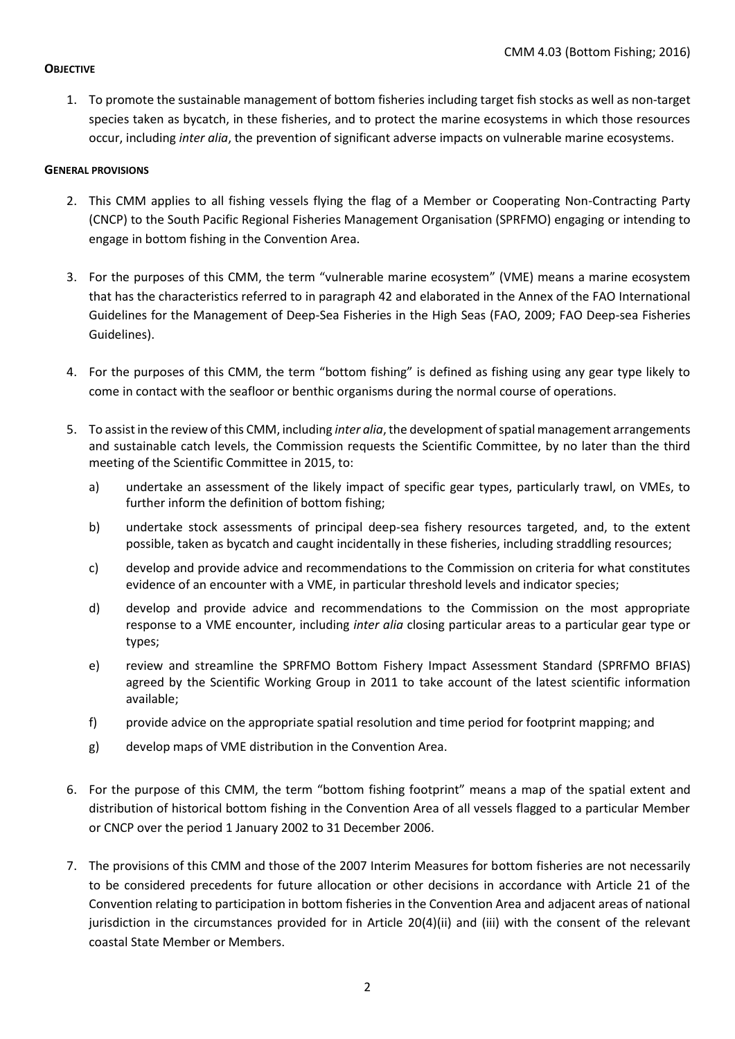**OBJECTIVE**

1. To promote the sustainable management of bottom fisheries including target fish stocks as well as non-target species taken as bycatch, in these fisheries, and to protect the marine ecosystems in which those resources occur, including *inter alia*, the prevention of significant adverse impacts on vulnerable marine ecosystems.

**GENERAL PROVISIONS**

2. This CMM applies to all fishing vessels flying the flag of a Member or Cooperating Non-Contracting Party (CNCP) to the South Pacific Regional Fisheries Management Organisation (SPRFMO) engaging or intending to engage in bottom fishing in the Convention Area.

3. For the purposes of this CMM, the term "vulnerable marine ecosystem" (VME) means a marine ecosystem that has the characteristics referred to in paragraph 42 and elaborated in the Annex of the FAO International Guidelines for the Management of Deep-Sea Fisheries in the High Seas (FAO, 2009; FAO Deep-sea Fisheries Guidelines).

4. For the purposes of this CMM, the term "bottom fishing" is defined as fishing using any gear type likely to come in contact with the seafloor or benthic organisms during the normal course of operations.

5. To assist in the review of this CMM, including *inter alia*, the development of spatial management arrangements and sustainable catch levels, the Commission requests the Scientific Committee, by no later than the third meeting of the Scientific Committee in 2015, to:
   a) undertake an assessment of the likely impact of specific gear types, particularly trawl, on VMEs, to further inform the definition of bottom fishing;
   b) undertake stock assessments of principal deep-sea fishery resources targeted, and, to the extent possible, taken as bycatch and caught incidentally in these fisheries, including straddling resources;
   c) develop and provide advice and recommendations to the Commission on criteria for what constitutes evidence of an encounter with a VME, in particular threshold levels and indicator species;
   d) develop and provide advice and recommendations to the Commission on the most appropriate response to a VME encounter, including *inter alia* closing particular areas to a particular gear type or types;
   e) review and streamline the SPRFMO Bottom Fishery Impact Assessment Standard (SPRFMO BFIAS) agreed by the Scientific Working Group in 2011 to take account of the latest scientific information available;
   f) provide advice on the appropriate spatial resolution and time period for footprint mapping; and
   g) develop maps of VME distribution in the Convention Area.

6. For the purpose of this CMM, the term "bottom fishing footprint" means a map of the spatial extent and distribution of historical bottom fishing in the Convention Area of all vessels flagged to a particular Member or CNCP over the period 1 January 2002 to 31 December 2006.

7. The provisions of this CMM and those of the 2007 Interim Measures for bottom fisheries are not necessarily to be considered precedents for future allocation or other decisions in accordance with Article 21 of the Convention relating to participation in bottom fisheries in the Convention Area and adjacent areas of national jurisdiction in the circumstances provided for in Article 20(4)(ii) and (iii) with the consent of the relevant coastal State Member or Members.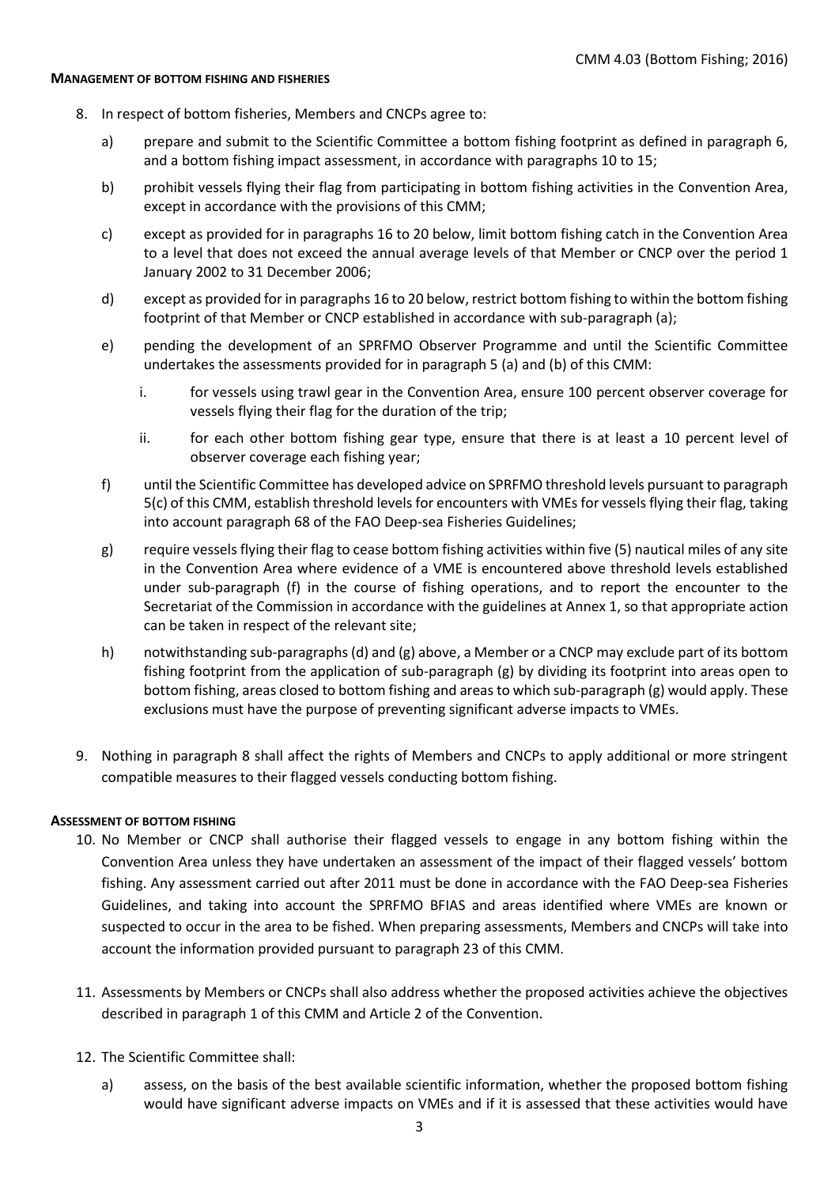**MANAGEMENT OF BOTTOM FISHING AND FISHERIES**

8. In respect of bottom fisheries, Members and CNCPs agree to:
   a) prepare and submit to the Scientific Committee a bottom fishing footprint as defined in paragraph 6, and a bottom fishing impact assessment, in accordance with paragraphs 10 to 15;
   b) prohibit vessels flying their flag from participating in bottom fishing activities in the Convention Area, except in accordance with the provisions of this CMM;
   c) except as provided for in paragraphs 16 to 20 below, limit bottom fishing catch in the Convention Area to a level that does not exceed the annual average levels of that Member or CNCP over the period 1 January 2002 to 31 December 2006;
   d) except as provided for in paragraphs 16 to 20 below, restrict bottom fishing to within the bottom fishing footprint of that Member or CNCP established in accordance with sub-paragraph (a);
   e) pending the development of an SPRFMO Observer Programme and until the Scientific Committee undertakes the assessments provided for in paragraph 5 (a) and (b) of this CMM:
      i. for vessels using trawl gear in the Convention Area, ensure 100 percent observer coverage for vessels flying their flag for the duration of the trip;
      ii. for each other bottom fishing gear type, ensure that there is at least a 10 percent level of observer coverage each fishing year;
   f) until the Scientific Committee has developed advice on SPRFMO threshold levels pursuant to paragraph 5(c) of this CMM, establish threshold levels for encounters with VMEs for vessels flying their flag, taking into account paragraph 68 of the FAO Deep-sea Fisheries Guidelines;
   g) require vessels flying their flag to cease bottom fishing activities within five (5) nautical miles of any site in the Convention Area where evidence of a VME is encountered above threshold levels established under sub-paragraph (f) in the course of fishing operations, and to report the encounter to the Secretariat of the Commission in accordance with the guidelines at Annex 1, so that appropriate action can be taken in respect of the relevant site;
   h) notwithstanding sub-paragraphs (d) and (g) above, a Member or a CNCP may exclude part of its bottom fishing footprint from the application of sub-paragraph (g) by dividing its footprint into areas open to bottom fishing, areas closed to bottom fishing and areas to which sub-paragraph (g) would apply. These exclusions must have the purpose of preventing significant adverse impacts to VMEs.

9. Nothing in paragraph 8 shall affect the rights of Members and CNCPs to apply additional or more stringent compatible measures to their flagged vessels conducting bottom fishing.

**ASSESSMENT OF BOTTOM FISHING**

10. No Member or CNCP shall authorise their flagged vessels to engage in any bottom fishing within the Convention Area unless they have undertaken an assessment of the impact of their flagged vessels' bottom fishing. Any assessment carried out after 2011 must be done in accordance with the FAO Deep-sea Fisheries Guidelines, and taking into account the SPRFMO BFIAS and areas identified where VMEs are known or suspected to occur in the area to be fished. When preparing assessments, Members and CNCPs will take into account the information provided pursuant to paragraph 23 of this CMM.

11. Assessments by Members or CNCPs shall also address whether the proposed activities achieve the objectives described in paragraph 1 of this CMM and Article 2 of the Convention.

12. The Scientific Committee shall:
    a) assess, on the basis of the best available scientific information, whether the proposed bottom fishing would have significant adverse impacts on VMEs and if it is assessed that these activities would have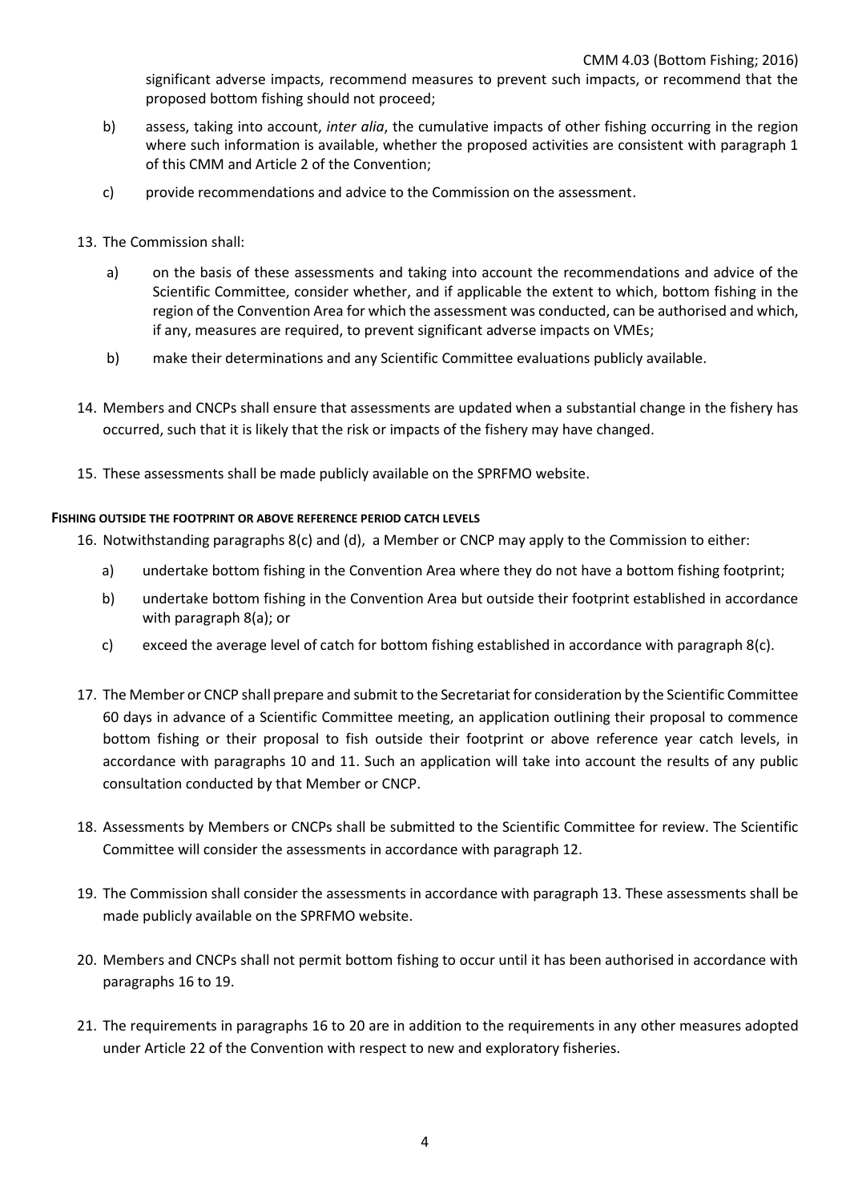significant adverse impacts, recommend measures to prevent such impacts, or recommend that the proposed bottom fishing should not proceed;

b) assess, taking into account, *inter alia*, the cumulative impacts of other fishing occurring in the region where such information is available, whether the proposed activities are consistent with paragraph 1 of this CMM and Article 2 of the Convention;

c) provide recommendations and advice to the Commission on the assessment.

13. The Commission shall:

a) on the basis of these assessments and taking into account the recommendations and advice of the Scientific Committee, consider whether, and if applicable the extent to which, bottom fishing in the region of the Convention Area for which the assessment was conducted, can be authorised and which, if any, measures are required, to prevent significant adverse impacts on VMEs;

b) make their determinations and any Scientific Committee evaluations publicly available.

14. Members and CNCPs shall ensure that assessments are updated when a substantial change in the fishery has occurred, such that it is likely that the risk or impacts of the fishery may have changed.

15. These assessments shall be made publicly available on the SPRFMO website.

**FISHING OUTSIDE THE FOOTPRINT OR ABOVE REFERENCE PERIOD CATCH LEVELS**

16. Notwithstanding paragraphs 8(c) and (d), a Member or CNCP may apply to the Commission to either:

a) undertake bottom fishing in the Convention Area where they do not have a bottom fishing footprint;

b) undertake bottom fishing in the Convention Area but outside their footprint established in accordance with paragraph 8(a); or

c) exceed the average level of catch for bottom fishing established in accordance with paragraph 8(c).

17. The Member or CNCP shall prepare and submit to the Secretariat for consideration by the Scientific Committee 60 days in advance of a Scientific Committee meeting, an application outlining their proposal to commence bottom fishing or their proposal to fish outside their footprint or above reference year catch levels, in accordance with paragraphs 10 and 11. Such an application will take into account the results of any public consultation conducted by that Member or CNCP.

18. Assessments by Members or CNCPs shall be submitted to the Scientific Committee for review. The Scientific Committee will consider the assessments in accordance with paragraph 12.

19. The Commission shall consider the assessments in accordance with paragraph 13. These assessments shall be made publicly available on the SPRFMO website.

20. Members and CNCPs shall not permit bottom fishing to occur until it has been authorised in accordance with paragraphs 16 to 19.

21. The requirements in paragraphs 16 to 20 are in addition to the requirements in any other measures adopted under Article 22 of the Convention with respect to new and exploratory fisheries.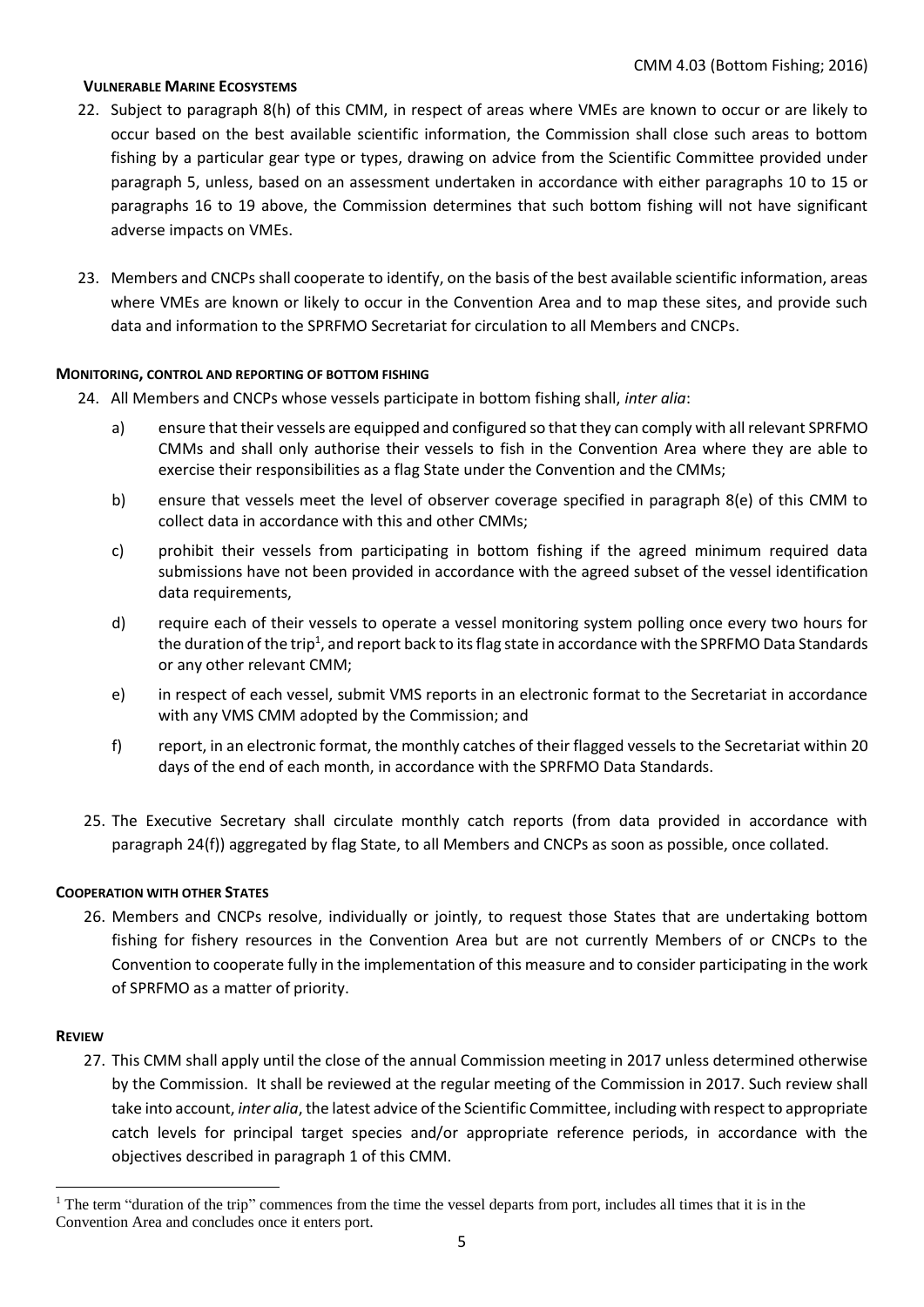#### VULNERABLE MARINE ECOSYSTEMS

22. Subject to paragraph 8(h) of this CMM, in respect of areas where VMEs are known to occur or are likely to occur based on the best available scientific information, the Commission shall close such areas to bottom fishing by a particular gear type or types, drawing on advice from the Scientific Committee provided under paragraph 5, unless, based on an assessment undertaken in accordance with either paragraphs 10 to 15 or paragraphs 16 to 19 above, the Commission determines that such bottom fishing will not have significant adverse impacts on VMEs.

23. Members and CNCPs shall cooperate to identify, on the basis of the best available scientific information, areas where VMEs are known or likely to occur in the Convention Area and to map these sites, and provide such data and information to the SPRFMO Secretariat for circulation to all Members and CNCPs.

#### MONITORING, CONTROL AND REPORTING OF BOTTOM FISHING

24. All Members and CNCPs whose vessels participate in bottom fishing shall, *inter alia*:
    a) ensure that their vessels are equipped and configured so that they can comply with all relevant SPRFMO CMMs and shall only authorise their vessels to fish in the Convention Area where they are able to exercise their responsibilities as a flag State under the Convention and the CMMs;
    b) ensure that vessels meet the level of observer coverage specified in paragraph 8(e) of this CMM to collect data in accordance with this and other CMMs;
    c) prohibit their vessels from participating in bottom fishing if the agreed minimum required data submissions have not been provided in accordance with the agreed subset of the vessel identification data requirements,
    d) require each of their vessels to operate a vessel monitoring system polling once every two hours for the duration of the trip[1], and report back to its flag state in accordance with the SPRFMO Data Standards or any other relevant CMM;
    e) in respect of each vessel, submit VMS reports in an electronic format to the Secretariat in accordance with any VMS CMM adopted by the Commission; and
    f) report, in an electronic format, the monthly catches of their flagged vessels to the Secretariat within 20 days of the end of each month, in accordance with the SPRFMO Data Standards.

25. The Executive Secretary shall circulate monthly catch reports (from data provided in accordance with paragraph 24(f)) aggregated by flag State, to all Members and CNCPs as soon as possible, once collated.

#### COOPERATION WITH OTHER STATES

26. Members and CNCPs resolve, individually or jointly, to request those States that are undertaking bottom fishing for fishery resources in the Convention Area but are not currently Members of or CNCPs to the Convention to cooperate fully in the implementation of this measure and to consider participating in the work of SPRFMO as a matter of priority.

#### REVIEW

27. This CMM shall apply until the close of the annual Commission meeting in 2017 unless determined otherwise by the Commission. It shall be reviewed at the regular meeting of the Commission in 2017. Such review shall take into account, *inter alia*, the latest advice of the Scientific Committee, including with respect to appropriate catch levels for principal target species and/or appropriate reference periods, in accordance with the objectives described in paragraph 1 of this CMM.

---

[1] The term "duration of the trip" commences from the time the vessel departs from port, includes all times that it is in the Convention Area and concludes once it enters port.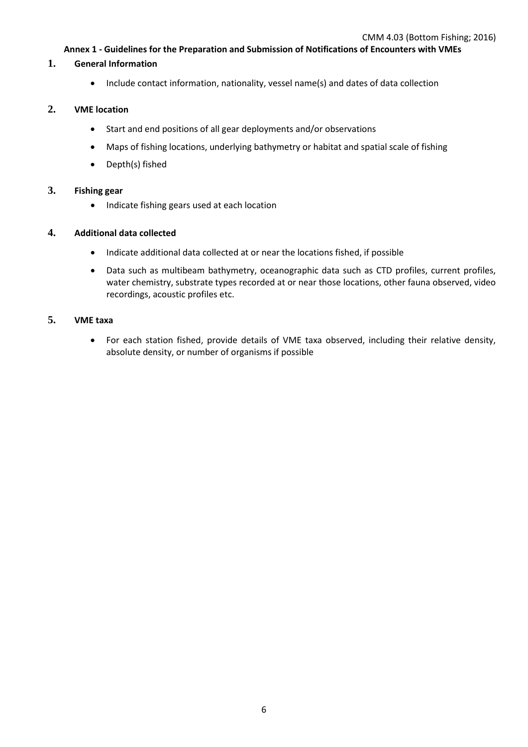## Annex 1 - Guidelines for the Preparation and Submission of Notifications of Encounters with VMEs

### 1. General Information

- Include contact information, nationality, vessel name(s) and dates of data collection

### 2. VME location

- Start and end positions of all gear deployments and/or observations
- Maps of fishing locations, underlying bathymetry or habitat and spatial scale of fishing
- Depth(s) fished

### 3. Fishing gear

- Indicate fishing gears used at each location

### 4. Additional data collected

- Indicate additional data collected at or near the locations fished, if possible
- Data such as multibeam bathymetry, oceanographic data such as CTD profiles, current profiles, water chemistry, substrate types recorded at or near those locations, other fauna observed, video recordings, acoustic profiles etc.

### 5. VME taxa

- For each station fished, provide details of VME taxa observed, including their relative density, absolute density, or number of organisms if possible